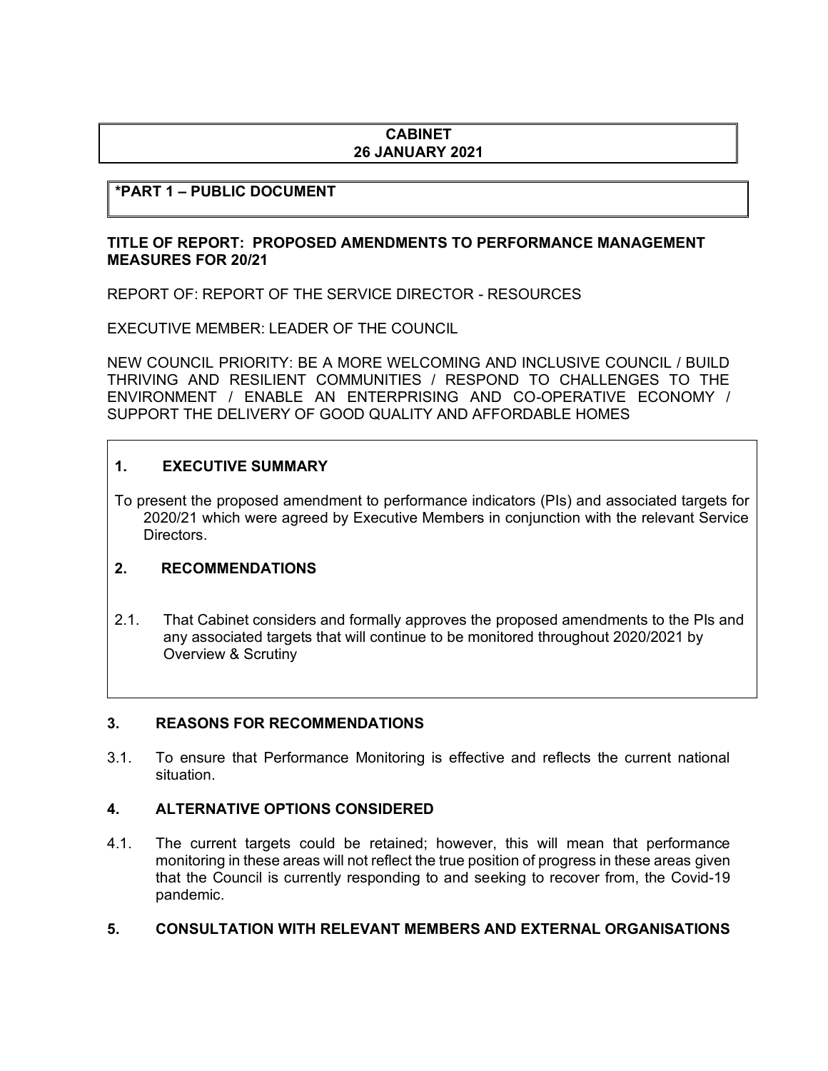**CABINET**
**26 JANUARY 2021**

**\*PART 1 – PUBLIC DOCUMENT**

**TITLE OF REPORT: PROPOSED AMENDMENTS TO PERFORMANCE MANAGEMENT MEASURES FOR 20/21**

REPORT OF: REPORT OF THE SERVICE DIRECTOR - RESOURCES

EXECUTIVE MEMBER: LEADER OF THE COUNCIL

NEW COUNCIL PRIORITY: BE A MORE WELCOMING AND INCLUSIVE COUNCIL / BUILD THRIVING AND RESILIENT COMMUNITIES / RESPOND TO CHALLENGES TO THE ENVIRONMENT / ENABLE AN ENTERPRISING AND CO-OPERATIVE ECONOMY / SUPPORT THE DELIVERY OF GOOD QUALITY AND AFFORDABLE HOMES

## 1. EXECUTIVE SUMMARY

To present the proposed amendment to performance indicators (PIs) and associated targets for 2020/21 which were agreed by Executive Members in conjunction with the relevant Service Directors.

## 2. RECOMMENDATIONS

2.1. That Cabinet considers and formally approves the proposed amendments to the PIs and any associated targets that will continue to be monitored throughout 2020/2021 by Overview & Scrutiny

## 3. REASONS FOR RECOMMENDATIONS

3.1. To ensure that Performance Monitoring is effective and reflects the current national situation.

## 4. ALTERNATIVE OPTIONS CONSIDERED

4.1. The current targets could be retained; however, this will mean that performance monitoring in these areas will not reflect the true position of progress in these areas given that the Council is currently responding to and seeking to recover from, the Covid-19 pandemic.

## 5. CONSULTATION WITH RELEVANT MEMBERS AND EXTERNAL ORGANISATIONS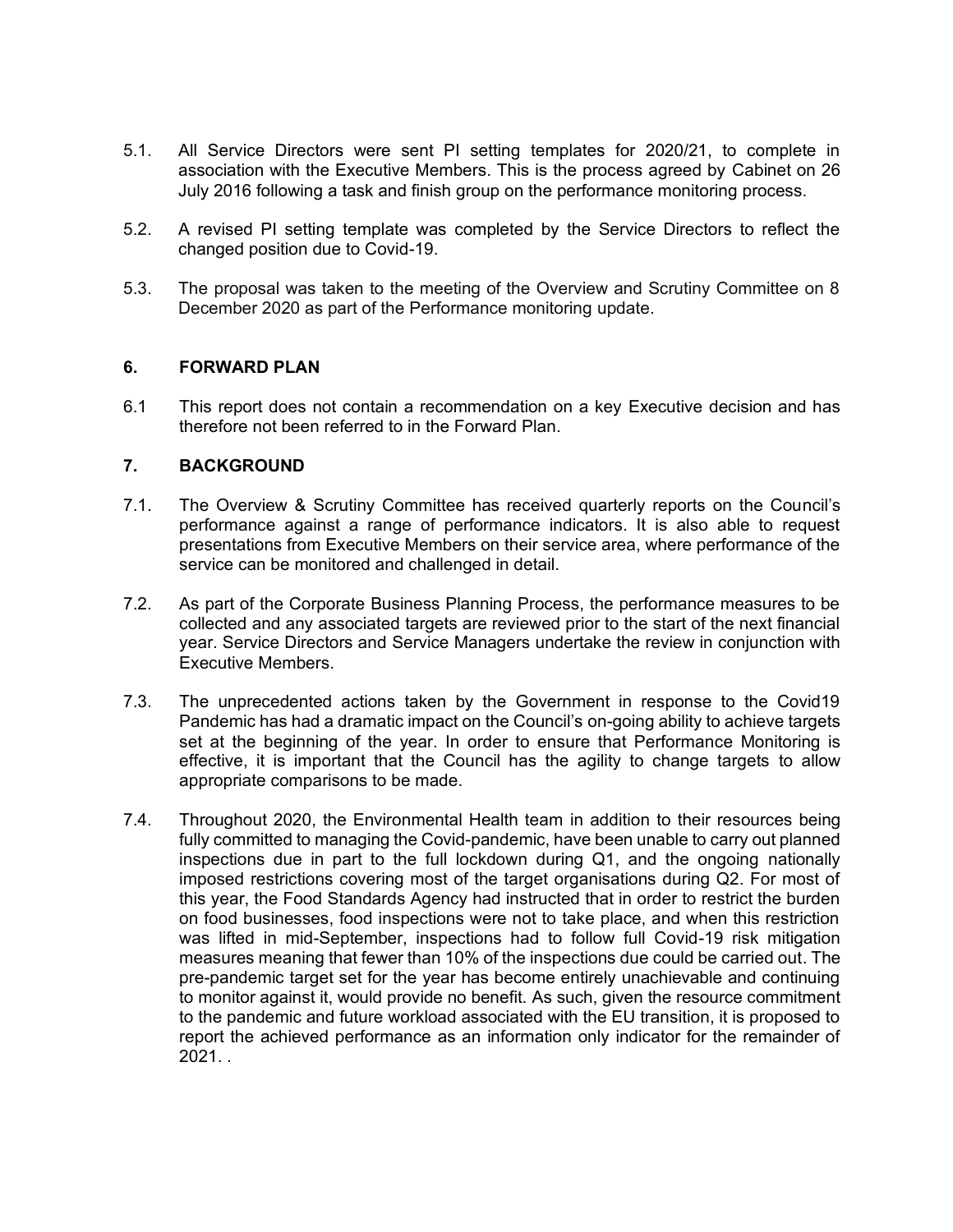5.1. All Service Directors were sent PI setting templates for 2020/21, to complete in association with the Executive Members. This is the process agreed by Cabinet on 26 July 2016 following a task and finish group on the performance monitoring process.

5.2. A revised PI setting template was completed by the Service Directors to reflect the changed position due to Covid-19.

5.3. The proposal was taken to the meeting of the Overview and Scrutiny Committee on 8 December 2020 as part of the Performance monitoring update.

## 6. FORWARD PLAN

6.1 This report does not contain a recommendation on a key Executive decision and has therefore not been referred to in the Forward Plan.

## 7. BACKGROUND

7.1. The Overview & Scrutiny Committee has received quarterly reports on the Council's performance against a range of performance indicators. It is also able to request presentations from Executive Members on their service area, where performance of the service can be monitored and challenged in detail.

7.2. As part of the Corporate Business Planning Process, the performance measures to be collected and any associated targets are reviewed prior to the start of the next financial year. Service Directors and Service Managers undertake the review in conjunction with Executive Members.

7.3. The unprecedented actions taken by the Government in response to the Covid19 Pandemic has had a dramatic impact on the Council's on-going ability to achieve targets set at the beginning of the year. In order to ensure that Performance Monitoring is effective, it is important that the Council has the agility to change targets to allow appropriate comparisons to be made.

7.4. Throughout 2020, the Environmental Health team in addition to their resources being fully committed to managing the Covid-pandemic, have been unable to carry out planned inspections due in part to the full lockdown during Q1, and the ongoing nationally imposed restrictions covering most of the target organisations during Q2. For most of this year, the Food Standards Agency had instructed that in order to restrict the burden on food businesses, food inspections were not to take place, and when this restriction was lifted in mid-September, inspections had to follow full Covid-19 risk mitigation measures meaning that fewer than 10% of the inspections due could be carried out. The pre-pandemic target set for the year has become entirely unachievable and continuing to monitor against it, would provide no benefit. As such, given the resource commitment to the pandemic and future workload associated with the EU transition, it is proposed to report the achieved performance as an information only indicator for the remainder of 2021. .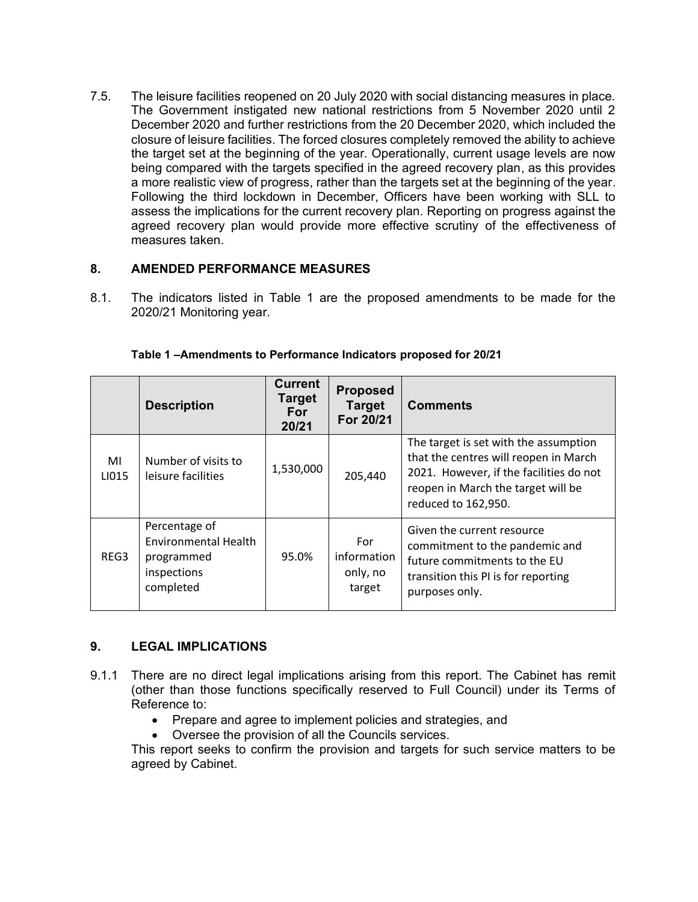7.5. The leisure facilities reopened on 20 July 2020 with social distancing measures in place. The Government instigated new national restrictions from 5 November 2020 until 2 December 2020 and further restrictions from the 20 December 2020, which included the closure of leisure facilities. The forced closures completely removed the ability to achieve the target set at the beginning of the year. Operationally, current usage levels are now being compared with the targets specified in the agreed recovery plan, as this provides a more realistic view of progress, rather than the targets set at the beginning of the year. Following the third lockdown in December, Officers have been working with SLL to assess the implications for the current recovery plan. Reporting on progress against the agreed recovery plan would provide more effective scrutiny of the effectiveness of measures taken.

## 8. AMENDED PERFORMANCE MEASURES

8.1. The indicators listed in Table 1 are the proposed amendments to be made for the 2020/21 Monitoring year.

**Table 1 –Amendments to Performance Indicators proposed for 20/21**

| | Description | Current Target For 20/21 | Proposed Target For 20/21 | Comments |
|---|---|---|---|---|
| MI LI015 | Number of visits to leisure facilities | 1,530,000 | 205,440 | The target is set with the assumption that the centres will reopen in March 2021. However, if the facilities do not reopen in March the target will be reduced to 162,950. |
| REG3 | Percentage of Environmental Health programmed inspections completed | 95.0% | For information only, no target | Given the current resource commitment to the pandemic and future commitments to the EU transition this PI is for reporting purposes only. |

## 9. LEGAL IMPLICATIONS

9.1.1 There are no direct legal implications arising from this report. The Cabinet has remit (other than those functions specifically reserved to Full Council) under its Terms of Reference to:

- Prepare and agree to implement policies and strategies, and
- Oversee the provision of all the Councils services.

This report seeks to confirm the provision and targets for such service matters to be agreed by Cabinet.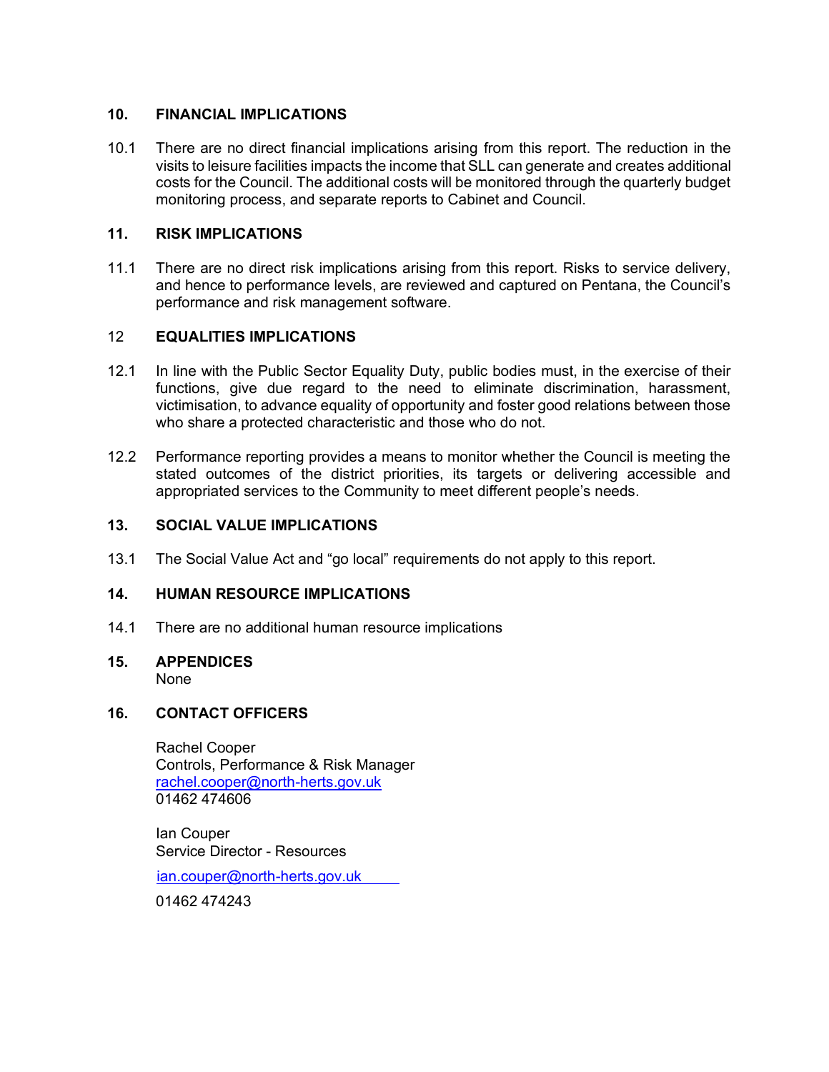## 10. FINANCIAL IMPLICATIONS

10.1 There are no direct financial implications arising from this report. The reduction in the visits to leisure facilities impacts the income that SLL can generate and creates additional costs for the Council. The additional costs will be monitored through the quarterly budget monitoring process, and separate reports to Cabinet and Council.

## 11. RISK IMPLICATIONS

11.1 There are no direct risk implications arising from this report. Risks to service delivery, and hence to performance levels, are reviewed and captured on Pentana, the Council's performance and risk management software.

## 12 EQUALITIES IMPLICATIONS

12.1 In line with the Public Sector Equality Duty, public bodies must, in the exercise of their functions, give due regard to the need to eliminate discrimination, harassment, victimisation, to advance equality of opportunity and foster good relations between those who share a protected characteristic and those who do not.

12.2 Performance reporting provides a means to monitor whether the Council is meeting the stated outcomes of the district priorities, its targets or delivering accessible and appropriated services to the Community to meet different people's needs.

## 13. SOCIAL VALUE IMPLICATIONS

13.1 The Social Value Act and "go local" requirements do not apply to this report.

## 14. HUMAN RESOURCE IMPLICATIONS

14.1 There are no additional human resource implications

## 15. APPENDICES

None

## 16. CONTACT OFFICERS

Rachel Cooper
Controls, Performance & Risk Manager
rachel.cooper@north-herts.gov.uk
01462 474606

Ian Couper
Service Director - Resources
ian.couper@north-herts.gov.uk
01462 474243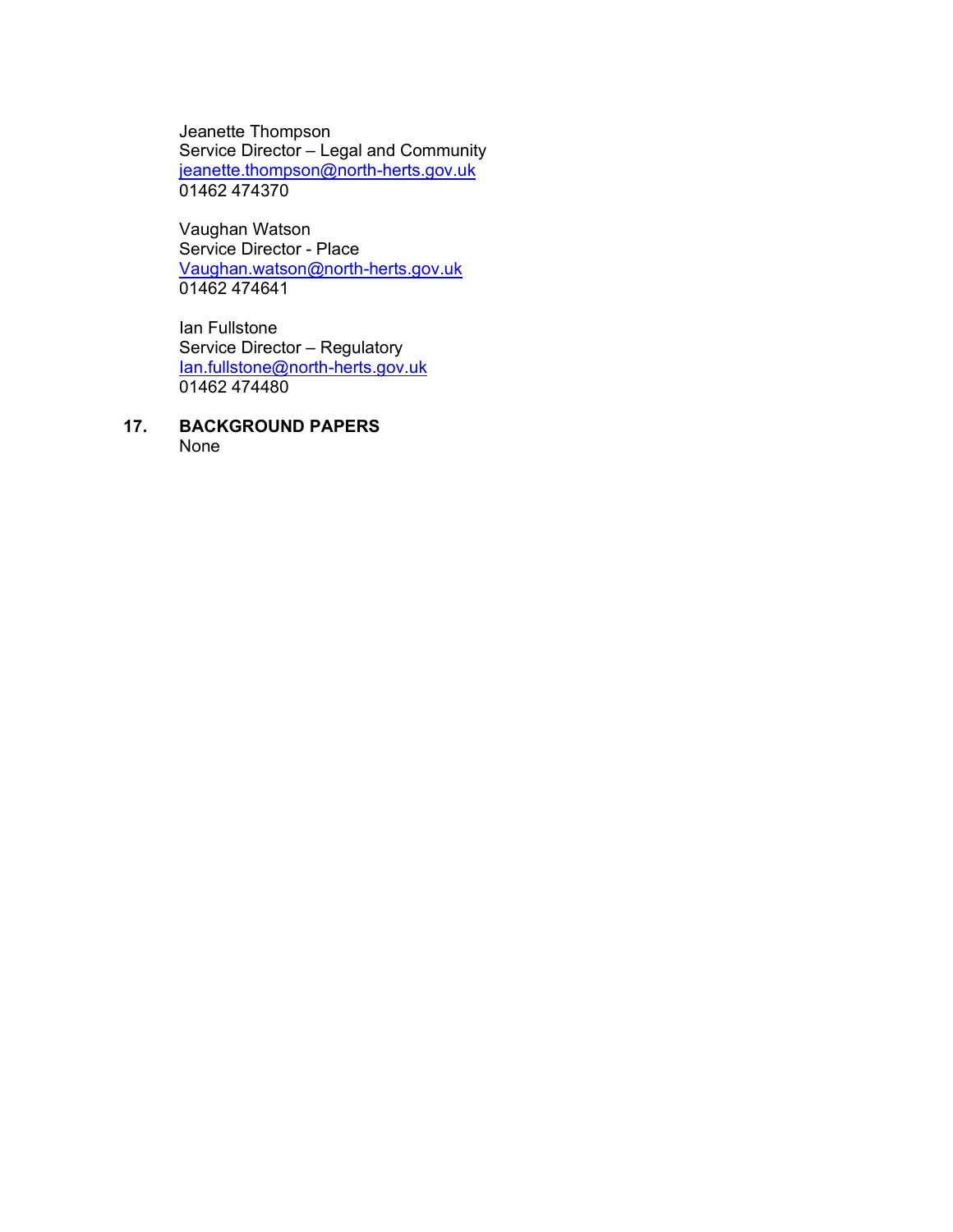Jeanette Thompson
Service Director – Legal and Community
jeanette.thompson@north-herts.gov.uk
01462 474370

Vaughan Watson
Service Director - Place
Vaughan.watson@north-herts.gov.uk
01462 474641

Ian Fullstone
Service Director – Regulatory
Ian.fullstone@north-herts.gov.uk
01462 474480

## 17. BACKGROUND PAPERS

None